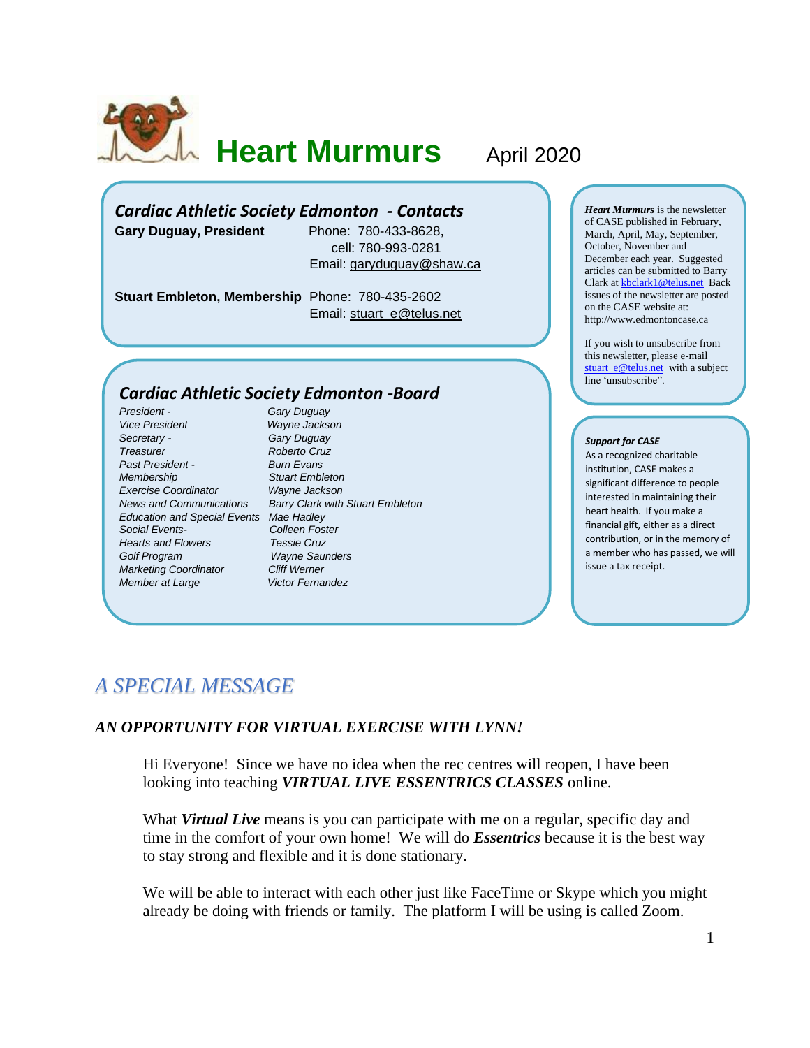# Heart Murmurs

April 2020

## *Cardiac Athletic Society Edmonton - Contacts*

**Gary Duguay, President** Phone: 780-433-8628, cell: 780-993-0281 Email: garyduguay@shaw.ca

**Stuart Embleton, Membership** Phone: 780-435-2602 Email: stuart_e@telus.net

## *Cardiac Athletic Society Edmonton -Board*

| | |
|---|---|
| *President -* | *Gary Duguay* |
| *Vice President* | *Wayne Jackson* |
| *Secretary -* | *Gary Duguay* |
| *Treasurer* | *Roberto Cruz* |
| *Past President -* | *Burn Evans* |
| *Membership* | *Stuart Embleton* |
| *Exercise Coordinator* | *Wayne Jackson* |
| *News and Communications* | *Barry Clark with Stuart Embleton* |
| *Education and Special Events* | *Mae Hadley* |
| *Social Events-* | *Colleen Foster* |
| *Hearts and Flowers* | *Tessie Cruz* |
| *Golf Program* | *Wayne Saunders* |
| *Marketing Coordinator* | *Cliff Werner* |
| *Member at Large* | *Victor Fernandez* |

***Heart Murmurs*** is the newsletter of CASE published in February, March, April, May, September, October, November and December each year. Suggested articles can be submitted to Barry Clark at kbclark1@telus.net Back issues of the newsletter are posted on the CASE website at: http://www.edmontoncase.ca

If you wish to unsubscribe from this newsletter, please e-mail stuart_e@telus.net with a subject line 'unsubscribe".

***Support for CASE***

As a recognized charitable institution, CASE makes a significant difference to people interested in maintaining their heart health. If you make a financial gift, either as a direct contribution, or in the memory of a member who has passed, we will issue a tax receipt.

## *A SPECIAL MESSAGE*

### *AN OPPORTUNITY FOR VIRTUAL EXERCISE WITH LYNN!*

Hi Everyone! Since we have no idea when the rec centres will reopen, I have been looking into teaching ***VIRTUAL LIVE ESSENTRICS CLASSES*** online.

What ***Virtual Live*** means is you can participate with me on a regular, specific day and time in the comfort of your own home! We will do ***Essentrics*** because it is the best way to stay strong and flexible and it is done stationary.

We will be able to interact with each other just like FaceTime or Skype which you might already be doing with friends or family. The platform I will be using is called Zoom.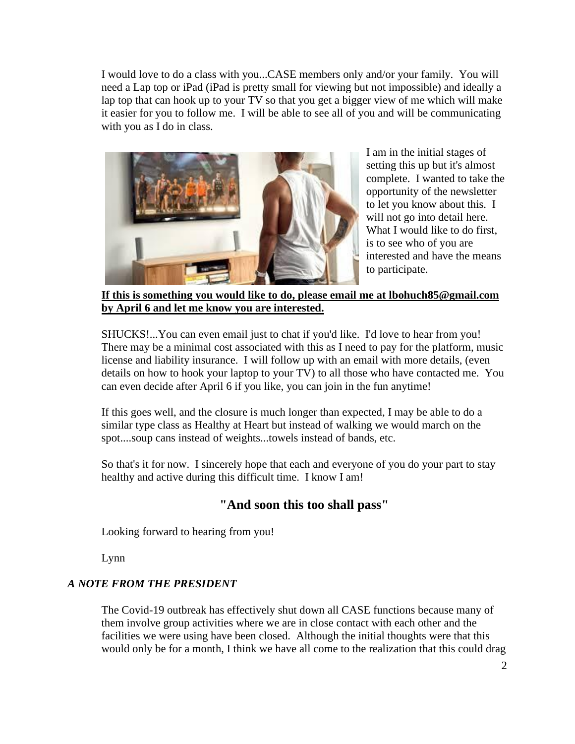I would love to do a class with you...CASE members only and/or your family. You will need a Lap top or iPad (iPad is pretty small for viewing but not impossible) and ideally a lap top that can hook up to your TV so that you get a bigger view of me which will make it easier for you to follow me. I will be able to see all of you and will be communicating with you as I do in class.

I am in the initial stages of setting this up but it's almost complete. I wanted to take the opportunity of the newsletter to let you know about this. I will not go into detail here. What I would like to do first, is to see who of you are interested and have the means to participate.

**If this is something you would like to do, please email me at lbohuch85@gmail.com by April 6 and let me know you are interested.**

SHUCKS!...You can even email just to chat if you'd like. I'd love to hear from you! There may be a minimal cost associated with this as I need to pay for the platform, music license and liability insurance. I will follow up with an email with more details, (even details on how to hook your laptop to your TV) to all those who have contacted me. You can even decide after April 6 if you like, you can join in the fun anytime!

If this goes well, and the closure is much longer than expected, I may be able to do a similar type class as Healthy at Heart but instead of walking we would march on the spot....soup cans instead of weights...towels instead of bands, etc.

So that's it for now. I sincerely hope that each and everyone of you do your part to stay healthy and active during this difficult time. I know I am!

## "And soon this too shall pass"

Looking forward to hearing from you!

Lynn

### *A NOTE FROM THE PRESIDENT*

The Covid-19 outbreak has effectively shut down all CASE functions because many of them involve group activities where we are in close contact with each other and the facilities we were using have been closed. Although the initial thoughts were that this would only be for a month, I think we have all come to the realization that this could drag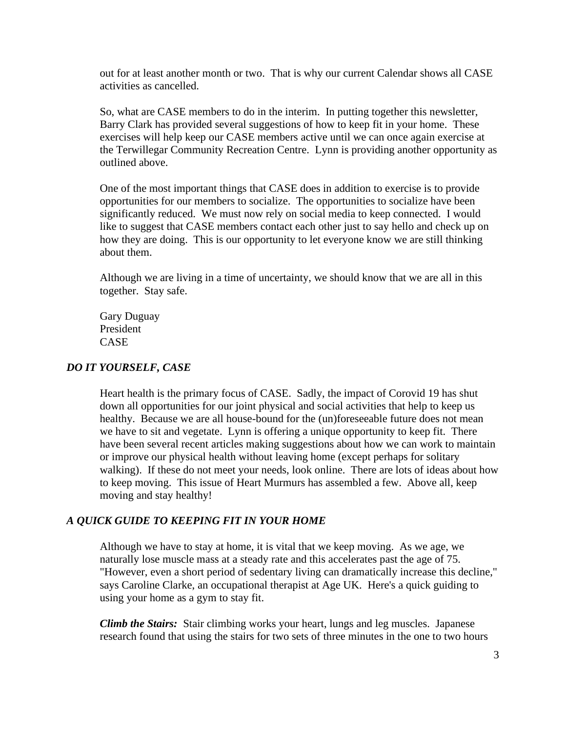out for at least another month or two. That is why our current Calendar shows all CASE activities as cancelled.

So, what are CASE members to do in the interim. In putting together this newsletter, Barry Clark has provided several suggestions of how to keep fit in your home. These exercises will help keep our CASE members active until we can once again exercise at the Terwillegar Community Recreation Centre. Lynn is providing another opportunity as outlined above.

One of the most important things that CASE does in addition to exercise is to provide opportunities for our members to socialize. The opportunities to socialize have been significantly reduced. We must now rely on social media to keep connected. I would like to suggest that CASE members contact each other just to say hello and check up on how they are doing. This is our opportunity to let everyone know we are still thinking about them.

Although we are living in a time of uncertainty, we should know that we are all in this together. Stay safe.

Gary Duguay
President
CASE

### *DO IT YOURSELF, CASE*

Heart health is the primary focus of CASE. Sadly, the impact of Corovid 19 has shut down all opportunities for our joint physical and social activities that help to keep us healthy. Because we are all house-bound for the (un)foreseeable future does not mean we have to sit and vegetate. Lynn is offering a unique opportunity to keep fit. There have been several recent articles making suggestions about how we can work to maintain or improve our physical health without leaving home (except perhaps for solitary walking). If these do not meet your needs, look online. There are lots of ideas about how to keep moving. This issue of Heart Murmurs has assembled a few. Above all, keep moving and stay healthy!

### *A QUICK GUIDE TO KEEPING FIT IN YOUR HOME*

Although we have to stay at home, it is vital that we keep moving. As we age, we naturally lose muscle mass at a steady rate and this accelerates past the age of 75. "However, even a short period of sedentary living can dramatically increase this decline," says Caroline Clarke, an occupational therapist at Age UK. Here's a quick guiding to using your home as a gym to stay fit.

***Climb the Stairs:*** Stair climbing works your heart, lungs and leg muscles. Japanese research found that using the stairs for two sets of three minutes in the one to two hours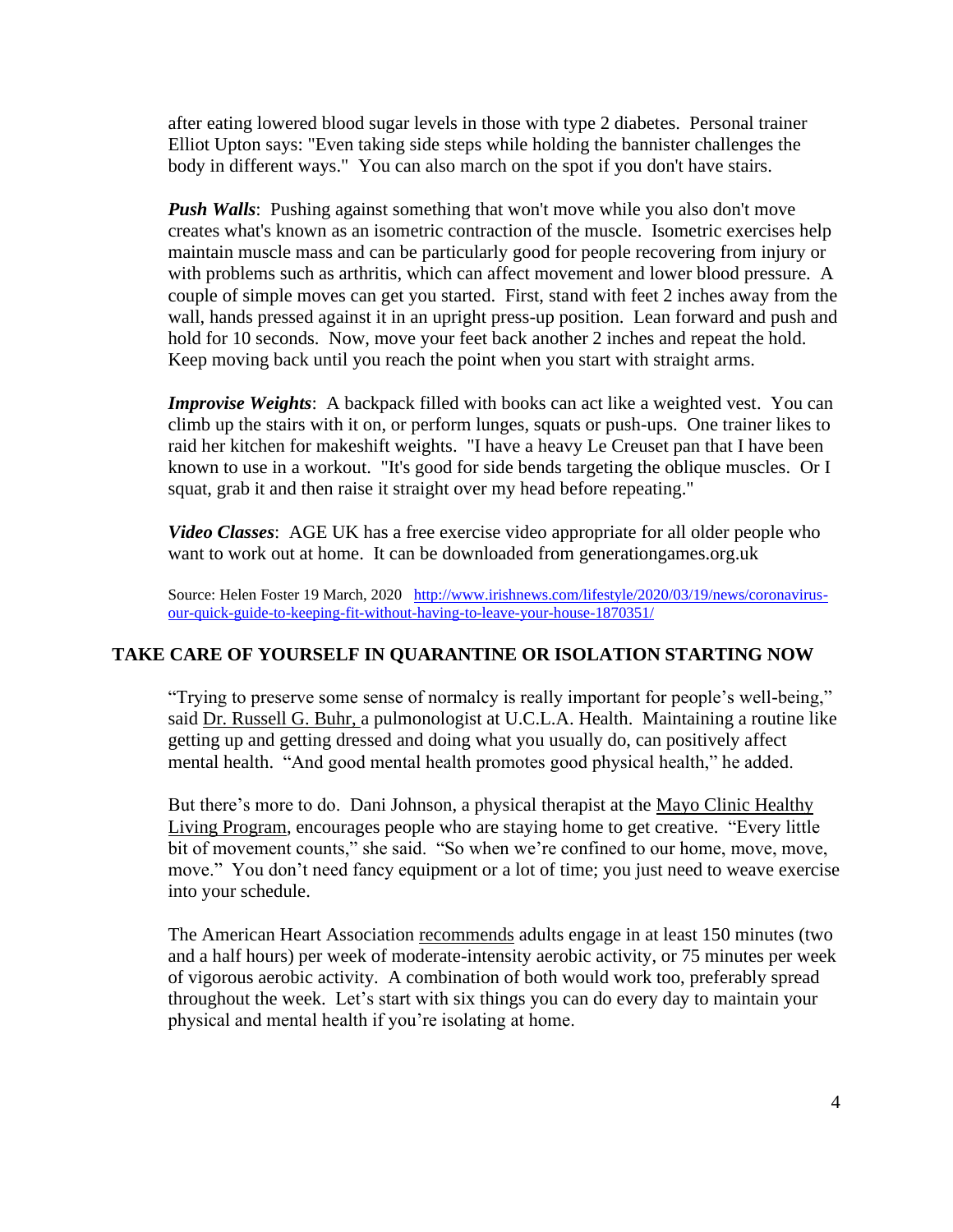after eating lowered blood sugar levels in those with type 2 diabetes. Personal trainer Elliot Upton says: "Even taking side steps while holding the bannister challenges the body in different ways." You can also march on the spot if you don't have stairs.

***Push Walls***: Pushing against something that won't move while you also don't move creates what's known as an isometric contraction of the muscle. Isometric exercises help maintain muscle mass and can be particularly good for people recovering from injury or with problems such as arthritis, which can affect movement and lower blood pressure. A couple of simple moves can get you started. First, stand with feet 2 inches away from the wall, hands pressed against it in an upright press-up position. Lean forward and push and hold for 10 seconds. Now, move your feet back another 2 inches and repeat the hold. Keep moving back until you reach the point when you start with straight arms.

***Improvise Weights***: A backpack filled with books can act like a weighted vest. You can climb up the stairs with it on, or perform lunges, squats or push-ups. One trainer likes to raid her kitchen for makeshift weights. "I have a heavy Le Creuset pan that I have been known to use in a workout. "It's good for side bends targeting the oblique muscles. Or I squat, grab it and then raise it straight over my head before repeating."

***Video Classes***: AGE UK has a free exercise video appropriate for all older people who want to work out at home. It can be downloaded from generationgames.org.uk

Source: Helen Foster 19 March, 2020 [http://www.irishnews.com/lifestyle/2020/03/19/news/coronavirus-our-quick-guide-to-keeping-fit-without-having-to-leave-your-house-1870351/](http://www.irishnews.com/lifestyle/2020/03/19/news/coronavirus-our-quick-guide-to-keeping-fit-without-having-to-leave-your-house-1870351/)

## TAKE CARE OF YOURSELF IN QUARANTINE OR ISOLATION STARTING NOW

"Trying to preserve some sense of normalcy is really important for people's well-being," said Dr. Russell G. Buhr, a pulmonologist at U.C.L.A. Health. Maintaining a routine like getting up and getting dressed and doing what you usually do, can positively affect mental health. "And good mental health promotes good physical health," he added.

But there's more to do. Dani Johnson, a physical therapist at the Mayo Clinic Healthy Living Program, encourages people who are staying home to get creative. "Every little bit of movement counts," she said. "So when we're confined to our home, move, move, move." You don't need fancy equipment or a lot of time; you just need to weave exercise into your schedule.

The American Heart Association recommends adults engage in at least 150 minutes (two and a half hours) per week of moderate-intensity aerobic activity, or 75 minutes per week of vigorous aerobic activity. A combination of both would work too, preferably spread throughout the week. Let's start with six things you can do every day to maintain your physical and mental health if you're isolating at home.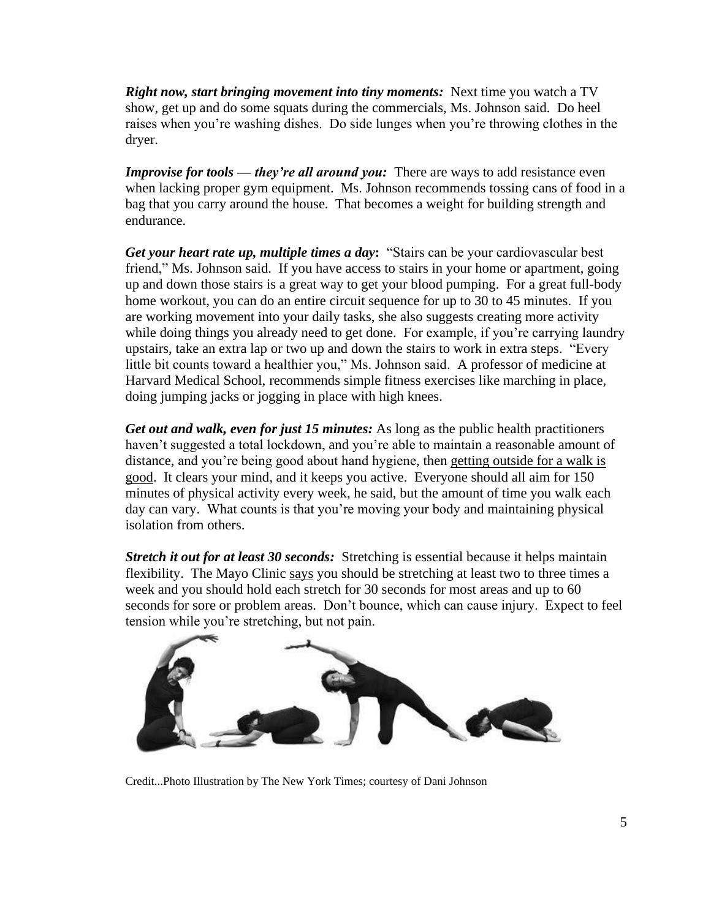***Right now, start bringing movement into tiny moments:*** Next time you watch a TV show, get up and do some squats during the commercials, Ms. Johnson said. Do heel raises when you're washing dishes. Do side lunges when you're throwing clothes in the dryer.

***Improvise for tools — they're all around you:*** There are ways to add resistance even when lacking proper gym equipment. Ms. Johnson recommends tossing cans of food in a bag that you carry around the house. That becomes a weight for building strength and endurance.

***Get your heart rate up, multiple times a day*****:** "Stairs can be your cardiovascular best friend," Ms. Johnson said. If you have access to stairs in your home or apartment, going up and down those stairs is a great way to get your blood pumping. For a great full-body home workout, you can do an entire circuit sequence for up to 30 to 45 minutes. If you are working movement into your daily tasks, she also suggests creating more activity while doing things you already need to get done. For example, if you're carrying laundry upstairs, take an extra lap or two up and down the stairs to work in extra steps. "Every little bit counts toward a healthier you," Ms. Johnson said. A professor of medicine at Harvard Medical School, recommends simple fitness exercises like marching in place, doing jumping jacks or jogging in place with high knees.

***Get out and walk, even for just 15 minutes:*** As long as the public health practitioners haven't suggested a total lockdown, and you're able to maintain a reasonable amount of distance, and you're being good about hand hygiene, then getting outside for a walk is good. It clears your mind, and it keeps you active. Everyone should all aim for 150 minutes of physical activity every week, he said, but the amount of time you walk each day can vary. What counts is that you're moving your body and maintaining physical isolation from others.

***Stretch it out for at least 30 seconds:*** Stretching is essential because it helps maintain flexibility. The Mayo Clinic says you should be stretching at least two to three times a week and you should hold each stretch for 30 seconds for most areas and up to 60 seconds for sore or problem areas. Don't bounce, which can cause injury. Expect to feel tension while you're stretching, but not pain.

Credit...Photo Illustration by The New York Times; courtesy of Dani Johnson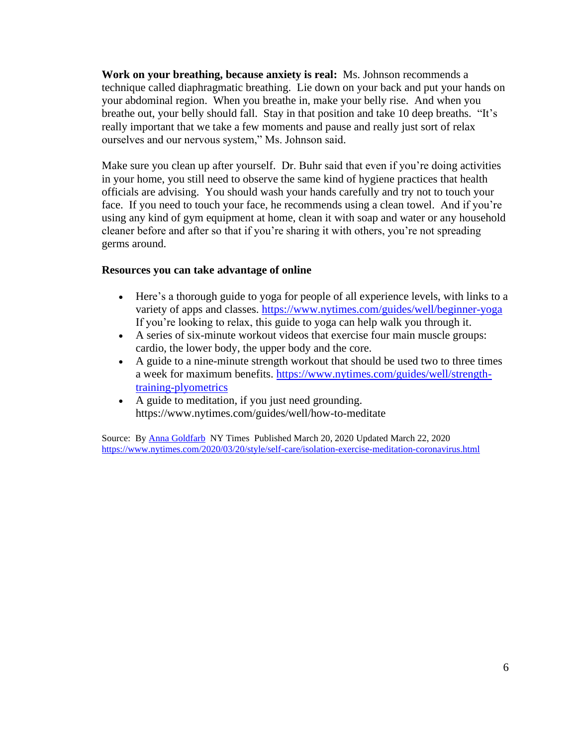**Work on your breathing, because anxiety is real:** Ms. Johnson recommends a technique called diaphragmatic breathing. Lie down on your back and put your hands on your abdominal region. When you breathe in, make your belly rise. And when you breathe out, your belly should fall. Stay in that position and take 10 deep breaths. "It's really important that we take a few moments and pause and really just sort of relax ourselves and our nervous system," Ms. Johnson said.

Make sure you clean up after yourself. Dr. Buhr said that even if you're doing activities in your home, you still need to observe the same kind of hygiene practices that health officials are advising. You should wash your hands carefully and try not to touch your face. If you need to touch your face, he recommends using a clean towel. And if you're using any kind of gym equipment at home, clean it with soap and water or any household cleaner before and after so that if you're sharing it with others, you're not spreading germs around.

**Resources you can take advantage of online**

- Here's a thorough guide to yoga for people of all experience levels, with links to a variety of apps and classes. https://www.nytimes.com/guides/well/beginner-yoga If you're looking to relax, this guide to yoga can help walk you through it.
- A series of six-minute workout videos that exercise four main muscle groups: cardio, the lower body, the upper body and the core.
- A guide to a nine-minute strength workout that should be used two to three times a week for maximum benefits. https://www.nytimes.com/guides/well/strength-training-plyometrics
- A guide to meditation, if you just need grounding. https://www.nytimes.com/guides/well/how-to-meditate

Source: By Anna Goldfarb NY Times Published March 20, 2020 Updated March 22, 2020 https://www.nytimes.com/2020/03/20/style/self-care/isolation-exercise-meditation-coronavirus.html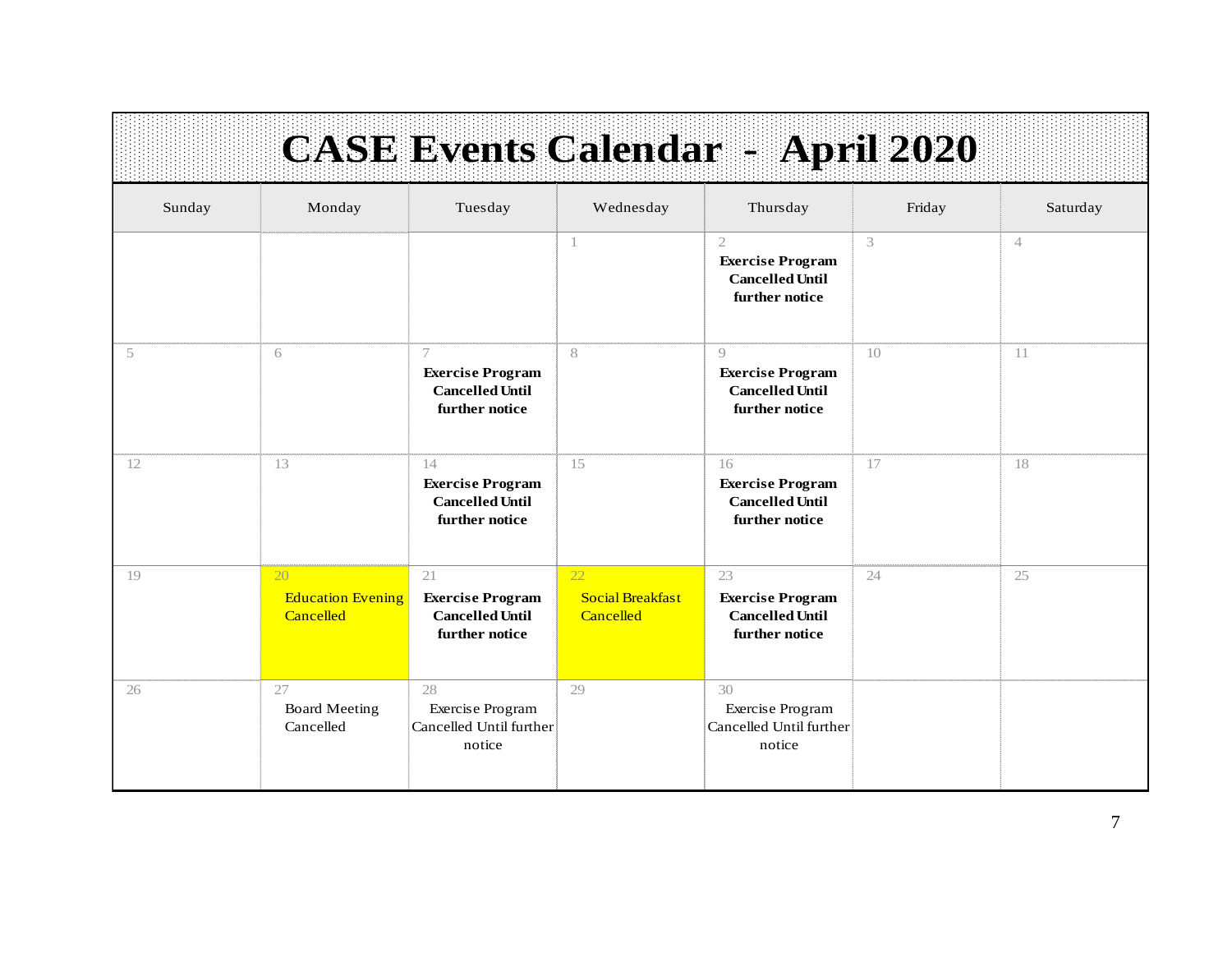# CASE Events Calendar - April 2020

| Sunday | Monday | Tuesday | Wednesday | Thursday | Friday | Saturday |
|---|---|---|---|---|---|---|
| | | | 1 | 2 **Exercise Program Cancelled Until further notice** | 3 | 4 |
| 5 | 6 | 7 **Exercise Program Cancelled Until further notice** | 8 | 9 **Exercise Program Cancelled Until further notice** | 10 | 11 |
| 12 | 13 | 14 **Exercise Program Cancelled Until further notice** | 15 | 16 **Exercise Program Cancelled Until further notice** | 17 | 18 |
| 19 | 20 Education Evening Cancelled | 21 **Exercise Program Cancelled Until further notice** | 22 Social Breakfast Cancelled | 23 **Exercise Program Cancelled Until further notice** | 24 | 25 |
| 26 | 27 Board Meeting Cancelled | 28 Exercise Program Cancelled Until further notice | 29 | 30 Exercise Program Cancelled Until further notice | | |